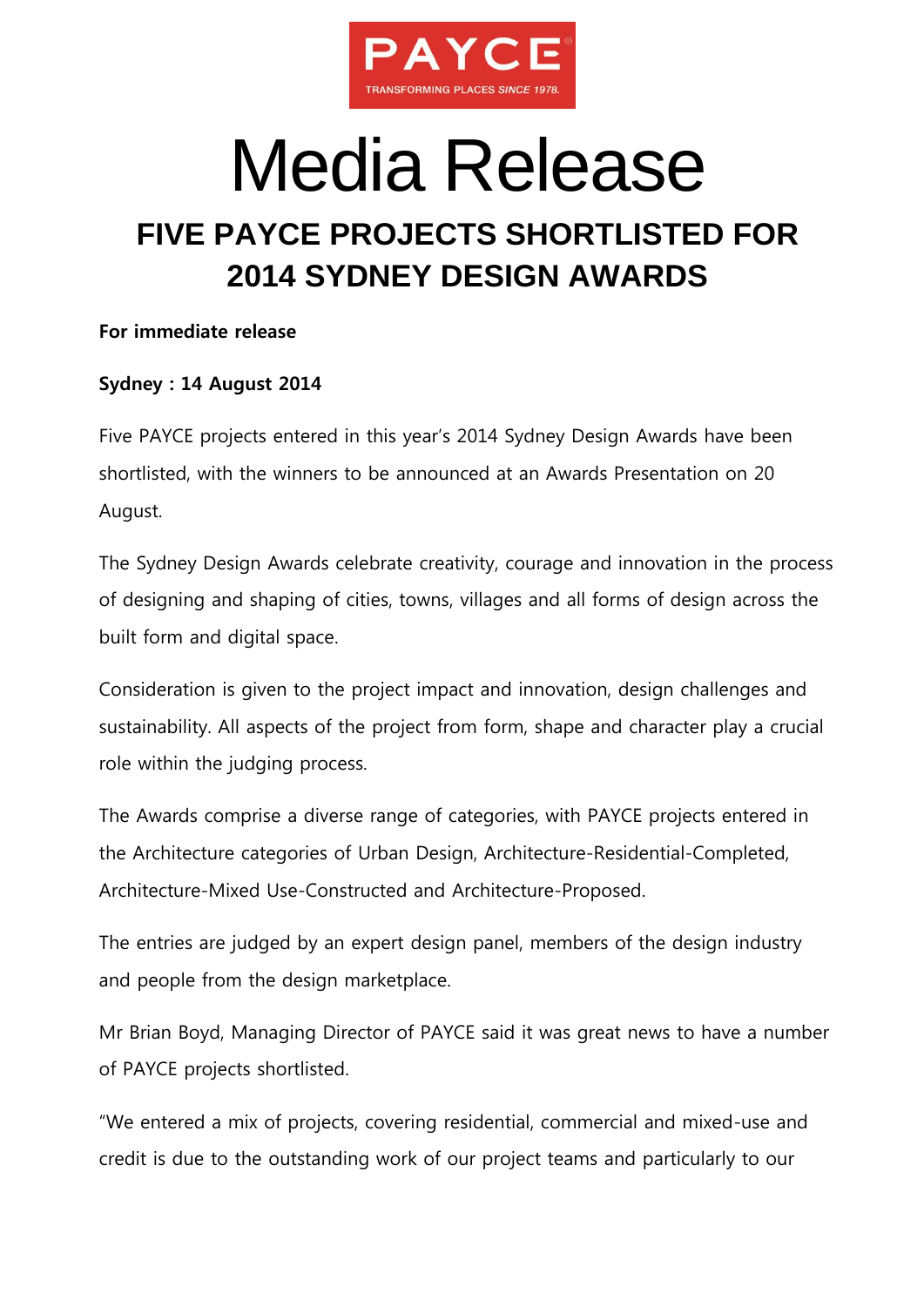PAYCE

TRANSFORMING PLACES SINCE 1978.

# Media Release

## FIVE PAYCE PROJECTS SHORTLISTED FOR 2014 SYDNEY DESIGN AWARDS

**For immediate release**

**Sydney : 14 August 2014**

Five PAYCE projects entered in this year's 2014 Sydney Design Awards have been shortlisted, with the winners to be announced at an Awards Presentation on 20 August.

The Sydney Design Awards celebrate creativity, courage and innovation in the process of designing and shaping of cities, towns, villages and all forms of design across the built form and digital space.

Consideration is given to the project impact and innovation, design challenges and sustainability. All aspects of the project from form, shape and character play a crucial role within the judging process.

The Awards comprise a diverse range of categories, with PAYCE projects entered in the Architecture categories of Urban Design, Architecture-Residential-Completed, Architecture-Mixed Use-Constructed and Architecture-Proposed.

The entries are judged by an expert design panel, members of the design industry and people from the design marketplace.

Mr Brian Boyd, Managing Director of PAYCE said it was great news to have a number of PAYCE projects shortlisted.

"We entered a mix of projects, covering residential, commercial and mixed-use and credit is due to the outstanding work of our project teams and particularly to our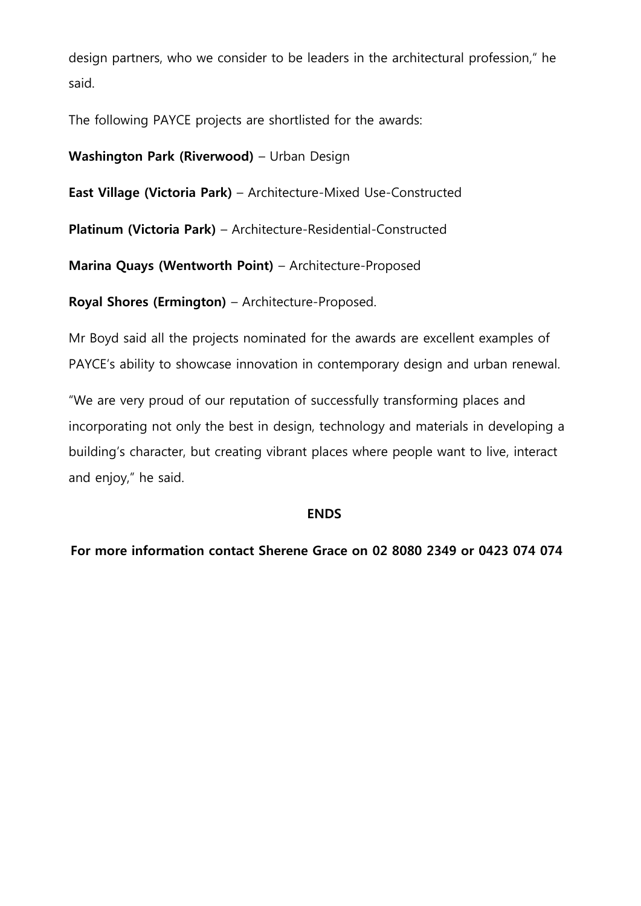design partners, who we consider to be leaders in the architectural profession," he said.

The following PAYCE projects are shortlisted for the awards:

**Washington Park (Riverwood)** – Urban Design

**East Village (Victoria Park)** – Architecture-Mixed Use-Constructed

**Platinum (Victoria Park)** – Architecture-Residential-Constructed

**Marina Quays (Wentworth Point)** – Architecture-Proposed

**Royal Shores (Ermington)** – Architecture-Proposed.

Mr Boyd said all the projects nominated for the awards are excellent examples of PAYCE's ability to showcase innovation in contemporary design and urban renewal.

"We are very proud of our reputation of successfully transforming places and incorporating not only the best in design, technology and materials in developing a building's character, but creating vibrant places where people want to live, interact and enjoy," he said.

**ENDS**

**For more information contact Sherene Grace on 02 8080 2349 or 0423 074 074**